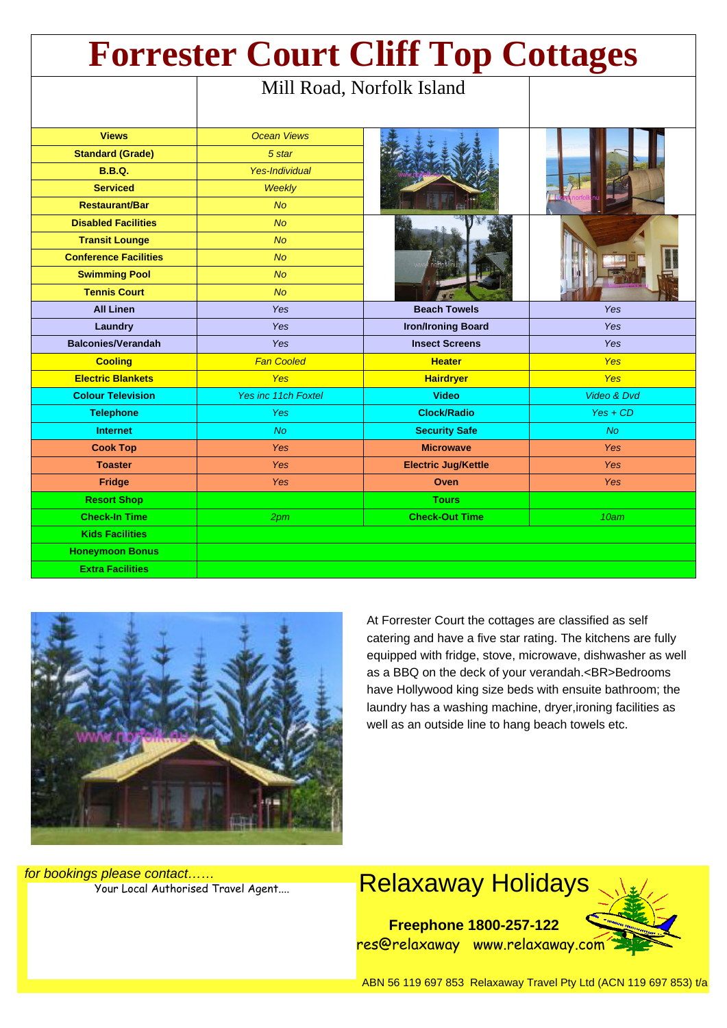# Forrester Court Cliff Top Cottages

Mill Road, Norfolk Island

| | | | |
|---|---|---|---|
| **Views** | *Ocean Views* | | |
| **Standard (Grade)** | *5 star* | | |
| **B.B.Q.** | *Yes-Individual* | | |
| **Serviced** | *Weekly* | | |
| **Restaurant/Bar** | *No* | | |
| **Disabled Facilities** | *No* | | |
| **Transit Lounge** | *No* | | |
| **Conference Facilities** | *No* | | |
| **Swimming Pool** | *No* | | |
| **Tennis Court** | *No* | | |
| **All Linen** | *Yes* | **Beach Towels** | *Yes* |
| **Laundry** | *Yes* | **Iron/Ironing Board** | *Yes* |
| **Balconies/Verandah** | *Yes* | **Insect Screens** | *Yes* |
| **Cooling** | *Fan Cooled* | **Heater** | *Yes* |
| **Electric Blankets** | *Yes* | **Hairdryer** | *Yes* |
| **Colour Television** | *Yes inc 11ch Foxtel* | **Video** | *Video & Dvd* |
| **Telephone** | *Yes* | **Clock/Radio** | *Yes + CD* |
| **Internet** | *No* | **Security Safe** | *No* |
| **Cook Top** | *Yes* | **Microwave** | *Yes* |
| **Toaster** | *Yes* | **Electric Jug/Kettle** | *Yes* |
| **Fridge** | *Yes* | **Oven** | *Yes* |
| **Resort Shop** | | **Tours** | |
| **Check-In Time** | *2pm* | **Check-Out Time** | *10am* |
| **Kids Facilities** | | | |
| **Honeymoon Bonus** | | | |
| **Extra Facilities** | | | |

At Forrester Court the cottages are classified as self catering and have a five star rating. The kitchens are fully equipped with fridge, stove, microwave, dishwasher as well as a BBQ on the deck of your verandah.<BR>Bedrooms have Hollywood king size beds with ensuite bathroom; the laundry has a washing machine, dryer,ironing facilities as well as an outside line to hang beach towels etc.

*for bookings please contact……*

Your Local Authorised Travel Agent....

Relaxaway Holidays

**Freephone 1800-257-122**

res@relaxaway www.relaxaway.com

ABN 56 119 697 853 Relaxaway Travel Pty Ltd (ACN 119 697 853) t/a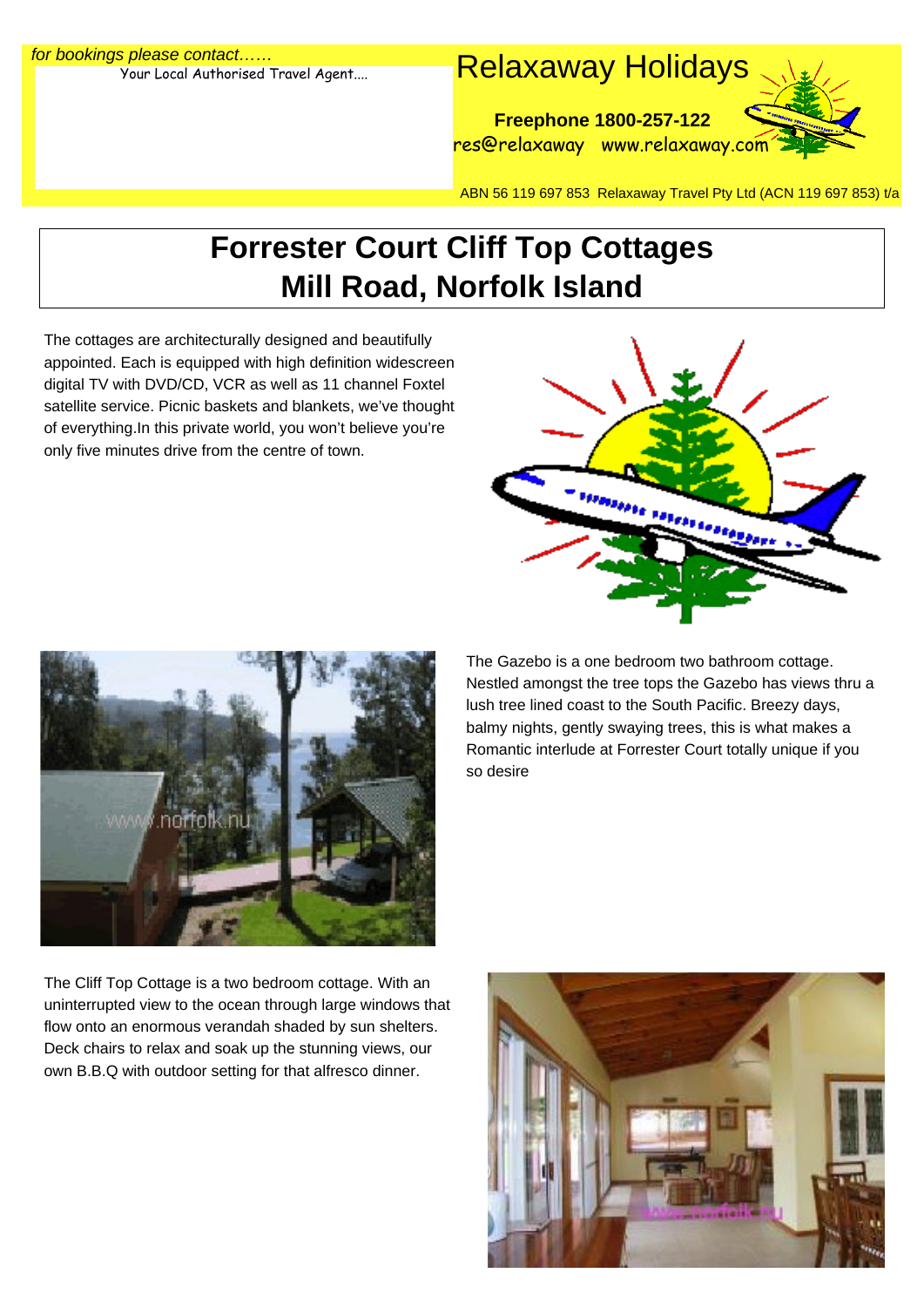*for bookings please contact……*

Your Local Authorised Travel Agent....

Relaxaway Holidays

**Freephone 1800-257-122**

res@relaxaway www.relaxaway.com

ABN 56 119 697 853 Relaxaway Travel Pty Ltd (ACN 119 697 853) t/a

# Forrester Court Cliff Top Cottages
# Mill Road, Norfolk Island

The cottages are architecturally designed and beautifully appointed. Each is equipped with high definition widescreen digital TV with DVD/CD, VCR as well as 11 channel Foxtel satellite service. Picnic baskets and blankets, we've thought of everything.In this private world, you won't believe you're only five minutes drive from the centre of town.

The Gazebo is a one bedroom two bathroom cottage. Nestled amongst the tree tops the Gazebo has views thru a lush tree lined coast to the South Pacific. Breezy days, balmy nights, gently swaying trees, this is what makes a Romantic interlude at Forrester Court totally unique if you so desire

The Cliff Top Cottage is a two bedroom cottage. With an uninterrupted view to the ocean through large windows that flow onto an enormous verandah shaded by sun shelters. Deck chairs to relax and soak up the stunning views, our own B.B.Q with outdoor setting for that alfresco dinner.